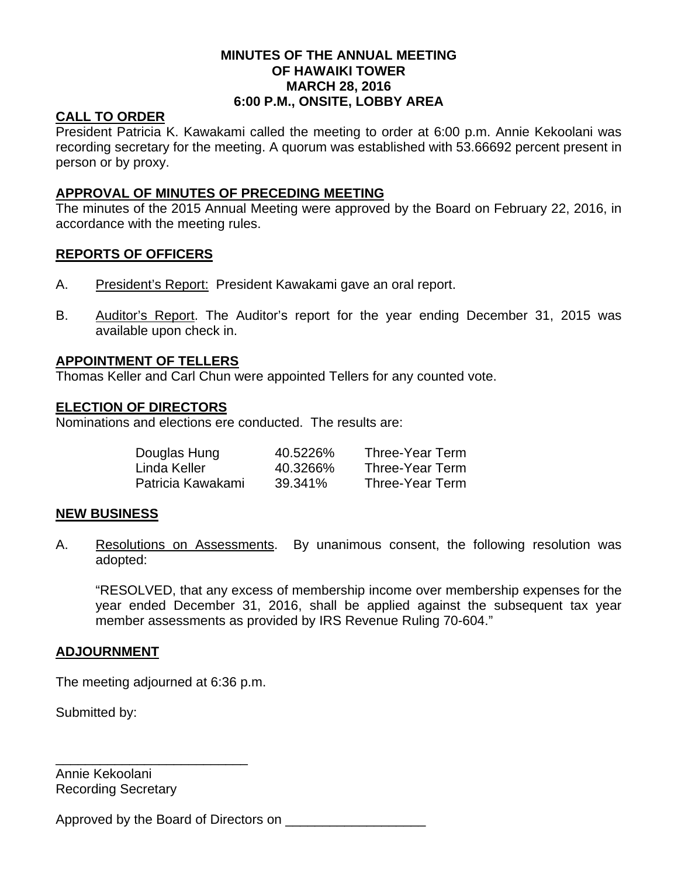**MINUTES OF THE ANNUAL MEETING**
**OF HAWAIKI TOWER**
**MARCH 28, 2016**
**6:00 P.M., ONSITE, LOBBY AREA**

## CALL TO ORDER

President Patricia K. Kawakami called the meeting to order at 6:00 p.m. Annie Kekoolani was recording secretary for the meeting. A quorum was established with 53.66692 percent present in person or by proxy.

## APPROVAL OF MINUTES OF PRECEDING MEETING

The minutes of the 2015 Annual Meeting were approved by the Board on February 22, 2016, in accordance with the meeting rules.

## REPORTS OF OFFICERS

A. President's Report: President Kawakami gave an oral report.

B. Auditor's Report. The Auditor's report for the year ending December 31, 2015 was available upon check in.

## APPOINTMENT OF TELLERS

Thomas Keller and Carl Chun were appointed Tellers for any counted vote.

## ELECTION OF DIRECTORS

Nominations and elections ere conducted. The results are:

| | | |
|---|---|---|
| Douglas Hung | 40.5226% | Three-Year Term |
| Linda Keller | 40.3266% | Three-Year Term |
| Patricia Kawakami | 39.341% | Three-Year Term |

## NEW BUSINESS

A. Resolutions on Assessments. By unanimous consent, the following resolution was adopted:

"RESOLVED, that any excess of membership income over membership expenses for the year ended December 31, 2016, shall be applied against the subsequent tax year member assessments as provided by IRS Revenue Ruling 70-604."

## ADJOURNMENT

The meeting adjourned at 6:36 p.m.

Submitted by:

___________________________
Annie Kekoolani
Recording Secretary

Approved by the Board of Directors on ___________________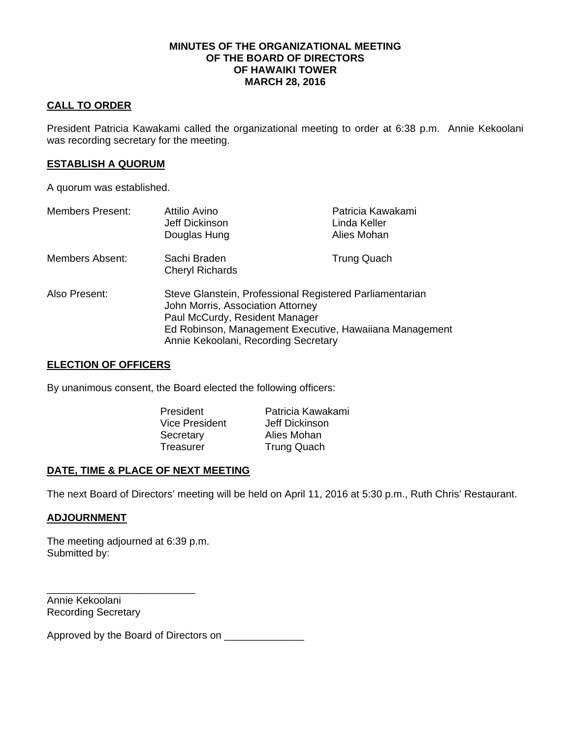**MINUTES OF THE ORGANIZATIONAL MEETING**
**OF THE BOARD OF DIRECTORS**
**OF HAWAIKI TOWER**
**MARCH 28, 2016**

## CALL TO ORDER

President Patricia Kawakami called the organizational meeting to order at 6:38 p.m. Annie Kekoolani was recording secretary for the meeting.

## ESTABLISH A QUORUM

A quorum was established.

| | | |
|---|---|---|
| Members Present: | Attilio Avino | Patricia Kawakami |
| | Jeff Dickinson | Linda Keller |
| | Douglas Hung | Alies Mohan |
| Members Absent: | Sachi Braden | Trung Quach |
| | Cheryl Richards | |

Also Present:
Steve Glanstein, Professional Registered Parliamentarian
John Morris, Association Attorney
Paul McCurdy, Resident Manager
Ed Robinson, Management Executive, Hawaiiana Management
Annie Kekoolani, Recording Secretary

## ELECTION OF OFFICERS

By unanimous consent, the Board elected the following officers:

| | |
|---|---|
| President | Patricia Kawakami |
| Vice President | Jeff Dickinson |
| Secretary | Alies Mohan |
| Treasurer | Trung Quach |

## DATE, TIME & PLACE OF NEXT MEETING

The next Board of Directors' meeting will be held on April 11, 2016 at 5:30 p.m., Ruth Chris' Restaurant.

## ADJOURNMENT

The meeting adjourned at 6:39 p.m.
Submitted by:

\_\_\_\_\_\_\_\_\_\_\_\_\_\_\_\_\_\_\_\_\_\_\_\_\_\_
Annie Kekoolani
Recording Secretary

Approved by the Board of Directors on \_\_\_\_\_\_\_\_\_\_\_\_\_\_